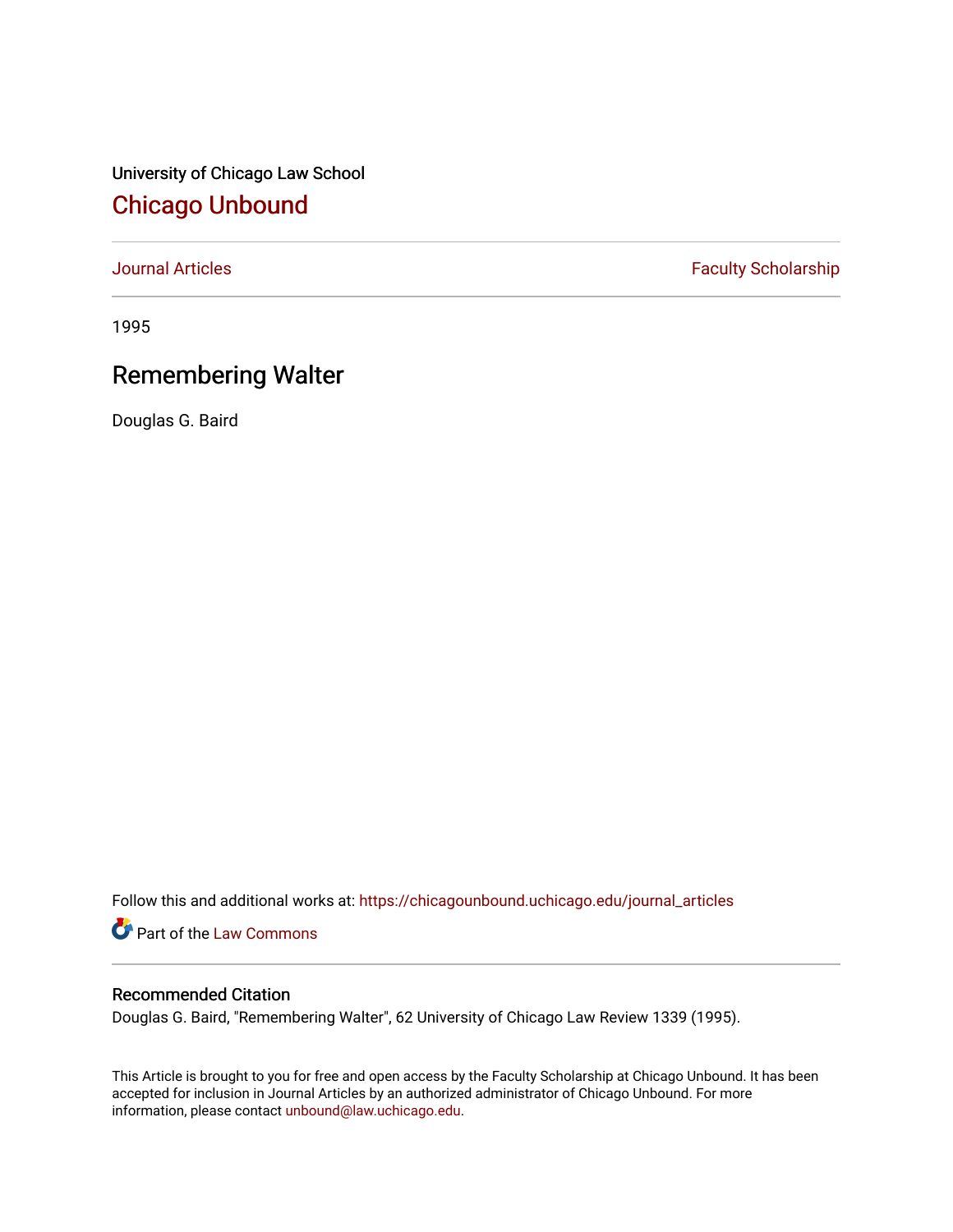University of Chicago Law School

## Chicago Unbound

Journal Articles | Faculty Scholarship

1995

# Remembering Walter

Douglas G. Baird

Follow this and additional works at: https://chicagounbound.uchicago.edu/journal_articles

Part of the Law Commons

### Recommended Citation

Douglas G. Baird, "Remembering Walter", 62 University of Chicago Law Review 1339 (1995).

This Article is brought to you for free and open access by the Faculty Scholarship at Chicago Unbound. It has been accepted for inclusion in Journal Articles by an authorized administrator of Chicago Unbound. For more information, please contact unbound@law.uchicago.edu.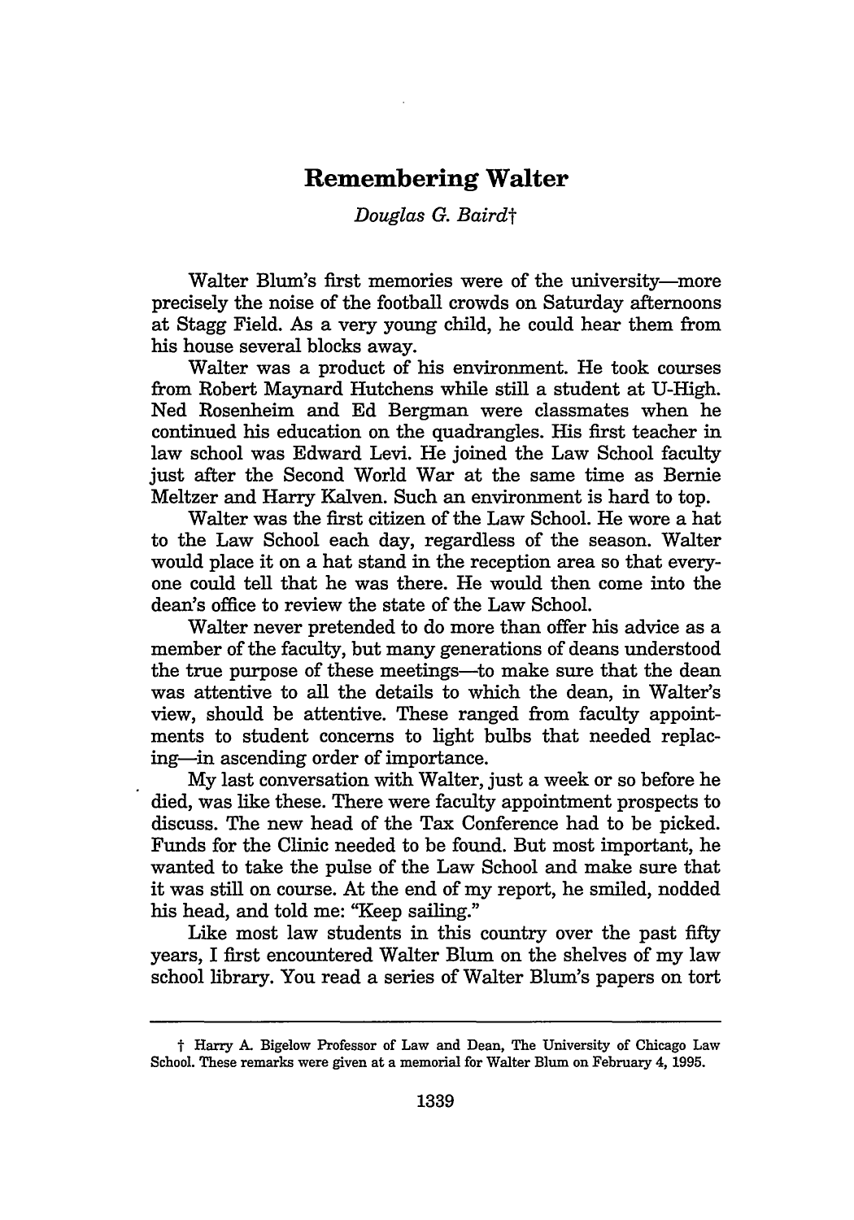# Remembering Walter

*Douglas G. Baird*†

Walter Blum's first memories were of the university—more precisely the noise of the football crowds on Saturday afternoons at Stagg Field. As a very young child, he could hear them from his house several blocks away.

Walter was a product of his environment. He took courses from Robert Maynard Hutchens while still a student at U-High. Ned Rosenheim and Ed Bergman were classmates when he continued his education on the quadrangles. His first teacher in law school was Edward Levi. He joined the Law School faculty just after the Second World War at the same time as Bernie Meltzer and Harry Kalven. Such an environment is hard to top.

Walter was the first citizen of the Law School. He wore a hat to the Law School each day, regardless of the season. Walter would place it on a hat stand in the reception area so that everyone could tell that he was there. He would then come into the dean's office to review the state of the Law School.

Walter never pretended to do more than offer his advice as a member of the faculty, but many generations of deans understood the true purpose of these meetings—to make sure that the dean was attentive to all the details to which the dean, in Walter's view, should be attentive. These ranged from faculty appointments to student concerns to light bulbs that needed replacing—in ascending order of importance.

My last conversation with Walter, just a week or so before he died, was like these. There were faculty appointment prospects to discuss. The new head of the Tax Conference had to be picked. Funds for the Clinic needed to be found. But most important, he wanted to take the pulse of the Law School and make sure that it was still on course. At the end of my report, he smiled, nodded his head, and told me: "Keep sailing."

Like most law students in this country over the past fifty years, I first encountered Walter Blum on the shelves of my law school library. You read a series of Walter Blum's papers on tort

---

† Harry A. Bigelow Professor of Law and Dean, The University of Chicago Law School. These remarks were given at a memorial for Walter Blum on February 4, 1995.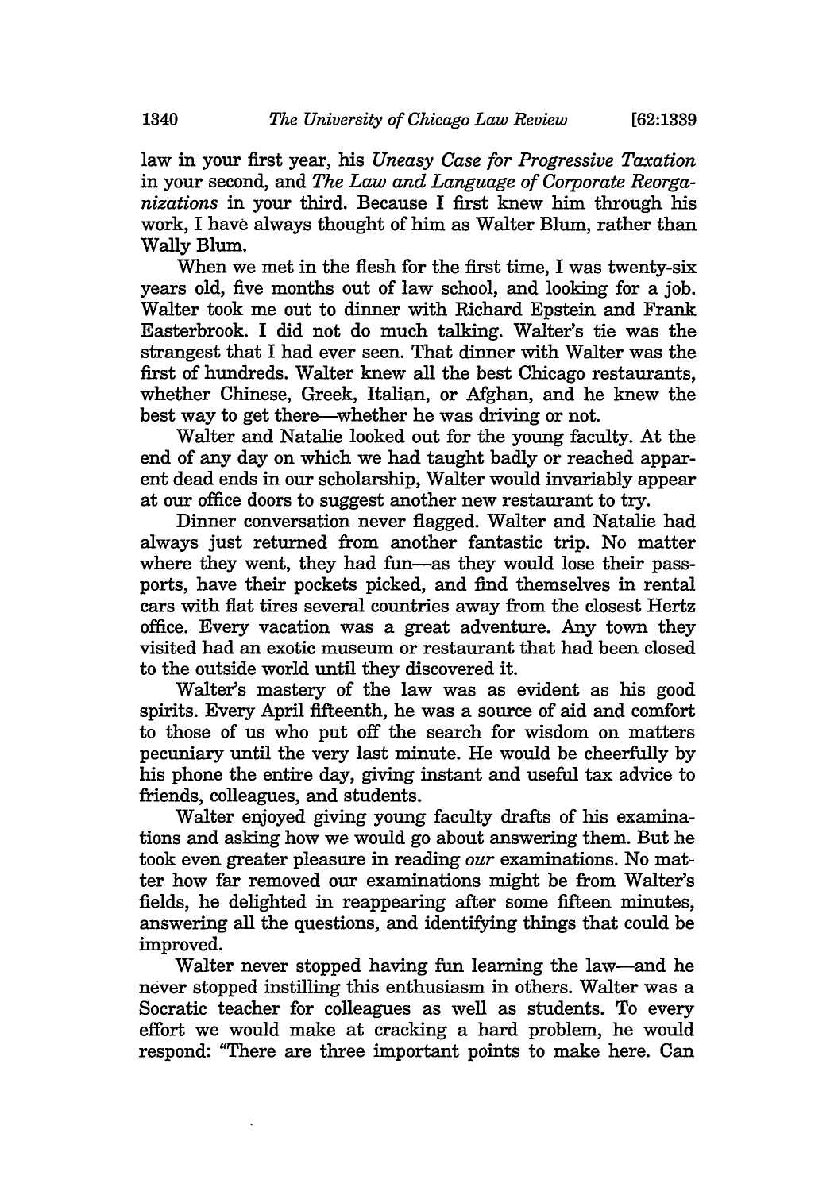law in your first year, his *Uneasy Case for Progressive Taxation* in your second, and *The Law and Language of Corporate Reorganizations* in your third. Because I first knew him through his work, I have always thought of him as Walter Blum, rather than Wally Blum.

When we met in the flesh for the first time, I was twenty-six years old, five months out of law school, and looking for a job. Walter took me out to dinner with Richard Epstein and Frank Easterbrook. I did not do much talking. Walter's tie was the strangest that I had ever seen. That dinner with Walter was the first of hundreds. Walter knew all the best Chicago restaurants, whether Chinese, Greek, Italian, or Afghan, and he knew the best way to get there—whether he was driving or not.

Walter and Natalie looked out for the young faculty. At the end of any day on which we had taught badly or reached apparent dead ends in our scholarship, Walter would invariably appear at our office doors to suggest another new restaurant to try.

Dinner conversation never flagged. Walter and Natalie had always just returned from another fantastic trip. No matter where they went, they had fun—as they would lose their passports, have their pockets picked, and find themselves in rental cars with flat tires several countries away from the closest Hertz office. Every vacation was a great adventure. Any town they visited had an exotic museum or restaurant that had been closed to the outside world until they discovered it.

Walter's mastery of the law was as evident as his good spirits. Every April fifteenth, he was a source of aid and comfort to those of us who put off the search for wisdom on matters pecuniary until the very last minute. He would be cheerfully by his phone the entire day, giving instant and useful tax advice to friends, colleagues, and students.

Walter enjoyed giving young faculty drafts of his examinations and asking how we would go about answering them. But he took even greater pleasure in reading *our* examinations. No matter how far removed our examinations might be from Walter's fields, he delighted in reappearing after some fifteen minutes, answering all the questions, and identifying things that could be improved.

Walter never stopped having fun learning the law—and he never stopped instilling this enthusiasm in others. Walter was a Socratic teacher for colleagues as well as students. To every effort we would make at cracking a hard problem, he would respond: "There are three important points to make here. Can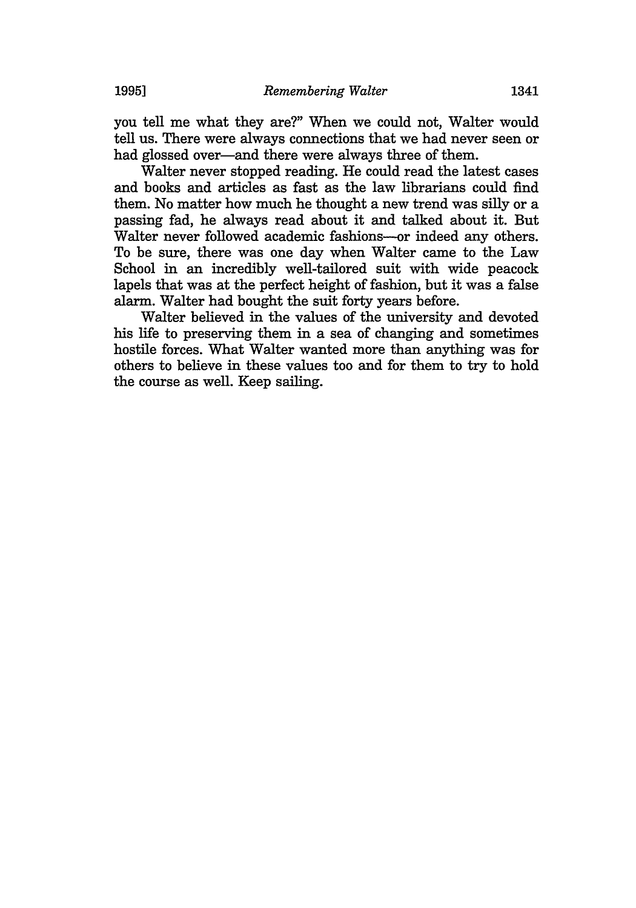you tell me what they are?" When we could not, Walter would tell us. There were always connections that we had never seen or had glossed over—and there were always three of them.

Walter never stopped reading. He could read the latest cases and books and articles as fast as the law librarians could find them. No matter how much he thought a new trend was silly or a passing fad, he always read about it and talked about it. But Walter never followed academic fashions—or indeed any others. To be sure, there was one day when Walter came to the Law School in an incredibly well-tailored suit with wide peacock lapels that was at the perfect height of fashion, but it was a false alarm. Walter had bought the suit forty years before.

Walter believed in the values of the university and devoted his life to preserving them in a sea of changing and sometimes hostile forces. What Walter wanted more than anything was for others to believe in these values too and for them to try to hold the course as well. Keep sailing.